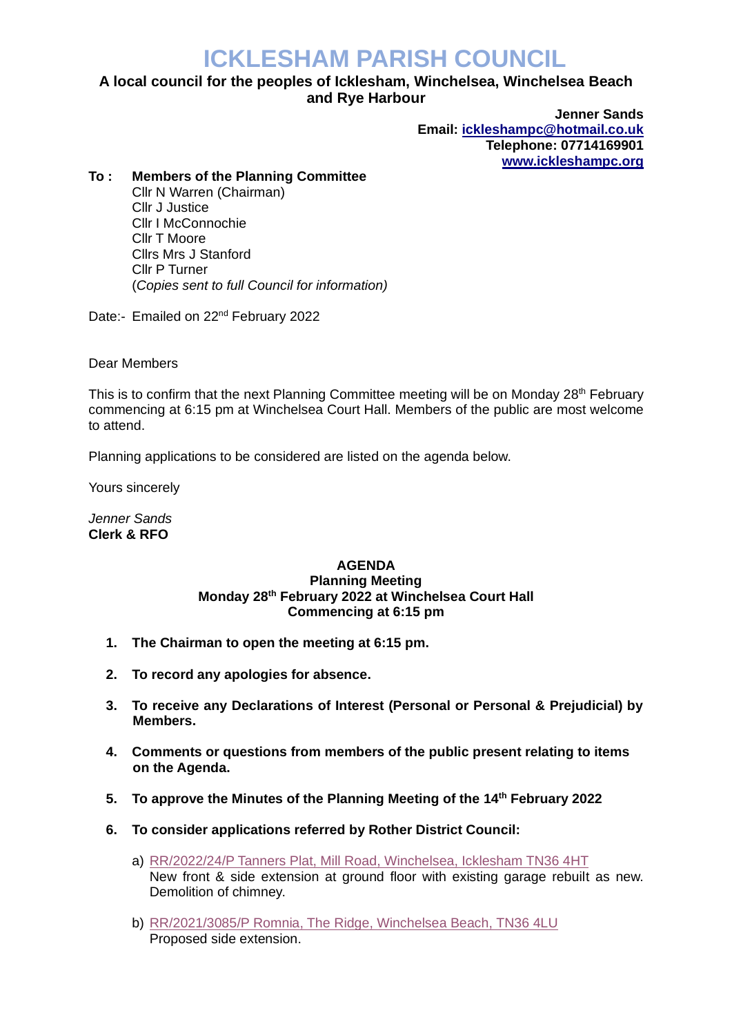# ICKLESHAM PARISH COUNCIL

**A local council for the peoples of Icklesham, Winchelsea, Winchelsea Beach and Rye Harbour**

**Jenner Sands**
**Email: [ickleshampc@hotmail.co.uk](mailto:ickleshampc@hotmail.co.uk)**
**Telephone: 07714169901**
**[www.ickleshampc.org](http://www.ickleshampc.org)**

**To : Members of the Planning Committee**
Cllr N Warren (Chairman)
Cllr J Justice
Cllr I McConnochie
Cllr T Moore
Cllrs Mrs J Stanford
Cllr P Turner
(*Copies sent to full Council for information)*

Date:- Emailed on 22nd February 2022

Dear Members

This is to confirm that the next Planning Committee meeting will be on Monday 28th February commencing at 6:15 pm at Winchelsea Court Hall. Members of the public are most welcome to attend.

Planning applications to be considered are listed on the agenda below.

Yours sincerely

*Jenner Sands*
**Clerk & RFO**

## AGENDA
### Planning Meeting
### Monday 28th February 2022 at Winchelsea Court Hall
### Commencing at 6:15 pm

1. **The Chairman to open the meeting at 6:15 pm.**
2. **To record any apologies for absence.**
3. **To receive any Declarations of Interest (Personal or Personal & Prejudicial) by Members.**
4. **Comments or questions from members of the public present relating to items on the Agenda.**
5. **To approve the Minutes of the Planning Meeting of the 14th February 2022**
6. **To consider applications referred by Rother District Council:**
   a) RR/2022/24/P Tanners Plat, Mill Road, Winchelsea, Icklesham TN36 4HT
   New front & side extension at ground floor with existing garage rebuilt as new. Demolition of chimney.
   b) RR/2021/3085/P Romnia, The Ridge, Winchelsea Beach, TN36 4LU
   Proposed side extension.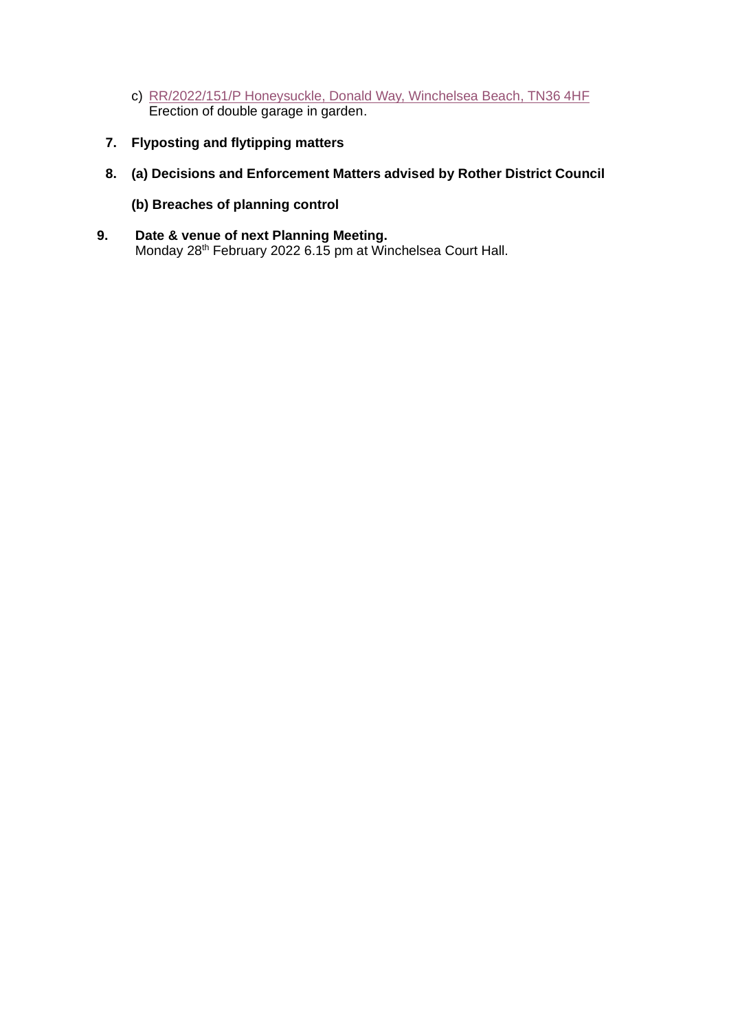c) RR/2022/151/P Honeysuckle, Donald Way, Winchelsea Beach, TN36 4HF
   Erection of double garage in garden.

7. **Flyposting and flytipping matters**

8. **(a) Decisions and Enforcement Matters advised by Rother District Council**

   **(b) Breaches of planning control**

9. **Date & venue of next Planning Meeting.**
   Monday 28th February 2022 6.15 pm at Winchelsea Court Hall.